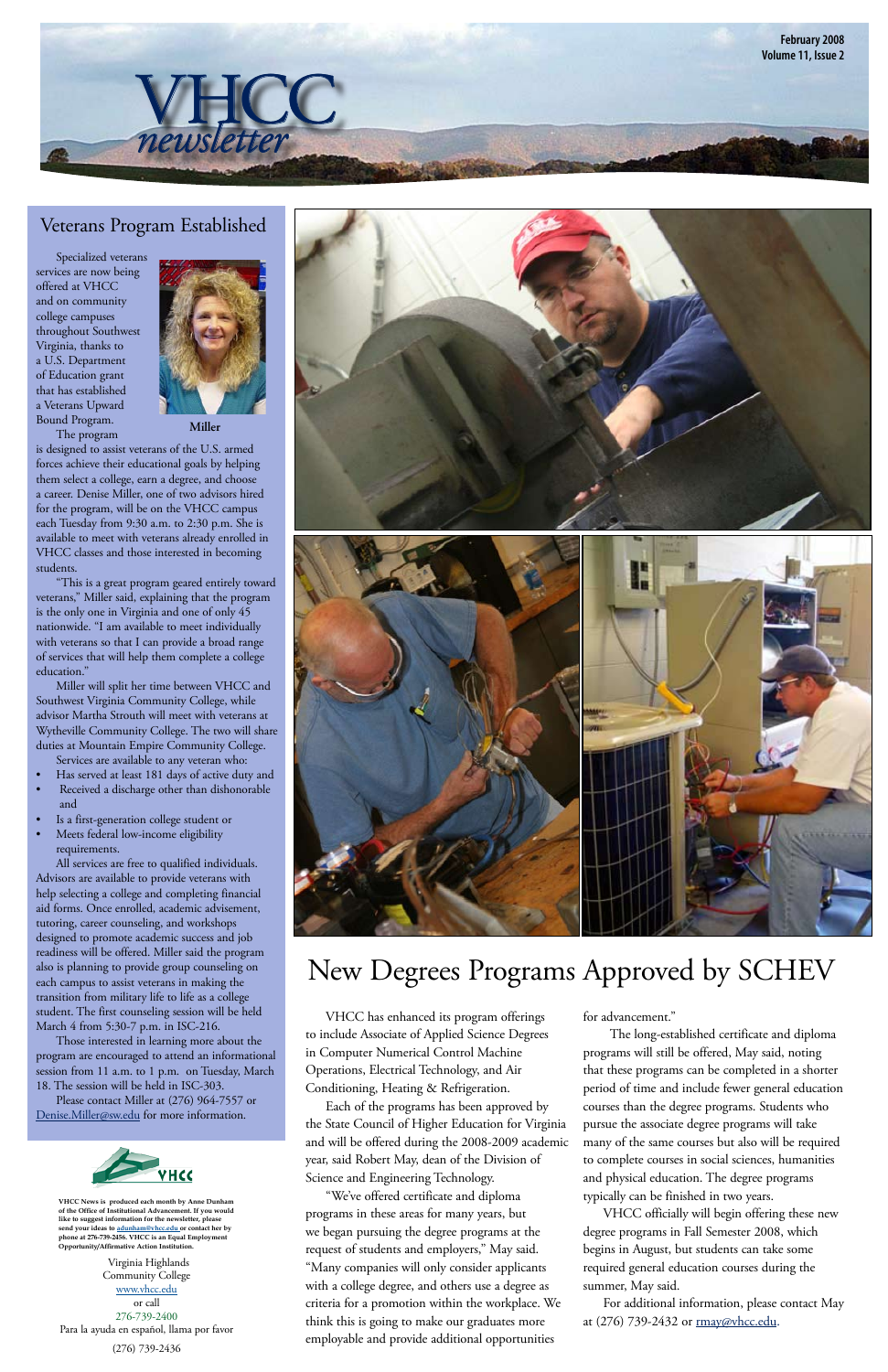# VHCC newsletter

February 2008
Volume 11, Issue 2

## Veterans Program Established

Specialized veterans services are now being offered at VHCC and on community college campuses throughout Southwest Virginia, thanks to a U.S. Department of Education grant that has established a Veterans Upward Bound Program.

Miller

The program is designed to assist veterans of the U.S. armed forces achieve their educational goals by helping them select a college, earn a degree, and choose a career. Denise Miller, one of two advisors hired for the program, will be on the VHCC campus each Tuesday from 9:30 a.m. to 2:30 p.m. She is available to meet with veterans already enrolled in VHCC classes and those interested in becoming students.

"This is a great program geared entirely toward veterans," Miller said, explaining that the program is the only one in Virginia and one of only 45 nationwide. "I am available to meet individually with veterans so that I can provide a broad range of services that will help them complete a college education."

Miller will split her time between VHCC and Southwest Virginia Community College, while advisor Martha Strouth will meet with veterans at Wytheville Community College. The two will share duties at Mountain Empire Community College.

Services are available to any veteran who:

- Has served at least 181 days of active duty and
- Received a discharge other than dishonorable and
- Is a first-generation college student or
- Meets federal low-income eligibility requirements.

All services are free to qualified individuals. Advisors are available to provide veterans with help selecting a college and completing financial aid forms. Once enrolled, academic advisement, tutoring, career counseling, and workshops designed to promote academic success and job readiness will be offered. Miller said the program also is planning to provide group counseling on each campus to assist veterans in making the transition from military life to life as a college student. The first counseling session will be held March 4 from 5:30-7 p.m. in ISC-216.

Those interested in learning more about the program are encouraged to attend an informational session from 11 a.m. to 1 p.m. on Tuesday, March 18. The session will be held in ISC-303.

Please contact Miller at (276) 964-7557 or Denise.Miller@sw.edu for more information.

VHCC News is produced each month by Anne Dunham of the Office of Institutional Advancement. If you would like to suggest information for the newsletter, please send your ideas to adunham@vhcc.edu or contact her by phone at 276-739-2456. VHCC is an Equal Employment Opportunity/Affirmative Action Institution.

Virginia Highlands Community College
www.vhcc.edu
or call
276-739-2400
Para la ayuda en español, llama por favor
(276) 739-2436

## New Degrees Programs Approved by SCHEV

VHCC has enhanced its program offerings to include Associate of Applied Science Degrees in Computer Numerical Control Machine Operations, Electrical Technology, and Air Conditioning, Heating & Refrigeration.

Each of the programs has been approved by the State Council of Higher Education for Virginia and will be offered during the 2008-2009 academic year, said Robert May, dean of the Division of Science and Engineering Technology.

"We've offered certificate and diploma programs in these areas for many years, but we began pursuing the degree programs at the request of students and employers," May said. "Many companies will only consider applicants with a college degree, and others use a degree as criteria for a promotion within the workplace. We think this is going to make our graduates more employable and provide additional opportunities for advancement."

The long-established certificate and diploma programs will still be offered, May said, noting that these programs can be completed in a shorter period of time and include fewer general education courses than the degree programs. Students who pursue the associate degree programs will take many of the same courses but also will be required to complete courses in social sciences, humanities and physical education. The degree programs typically can be finished in two years.

VHCC officially will begin offering these new degree programs in Fall Semester 2008, which begins in August, but students can take some required general education courses during the summer, May said.

For additional information, please contact May at (276) 739-2432 or rmay@vhcc.edu.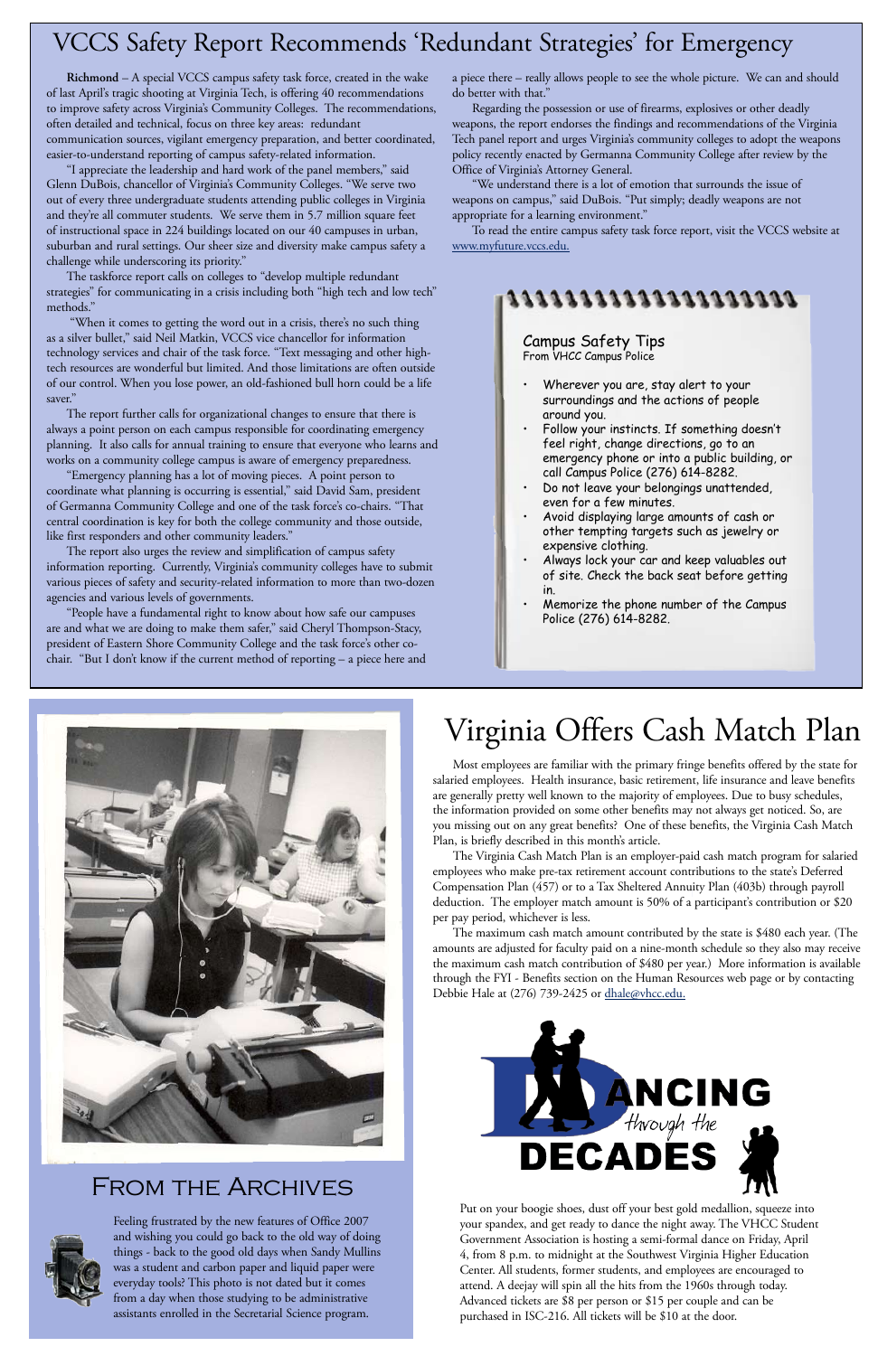# VCCS Safety Report Recommends 'Redundant Strategies' for Emergency

**Richmond** – A special VCCS campus safety task force, created in the wake of last April's tragic shooting at Virginia Tech, is offering 40 recommendations to improve safety across Virginia's Community Colleges. The recommendations, often detailed and technical, focus on three key areas: redundant communication sources, vigilant emergency preparation, and better coordinated, easier-to-understand reporting of campus safety-related information.

"I appreciate the leadership and hard work of the panel members," said Glenn DuBois, chancellor of Virginia's Community Colleges. "We serve two out of every three undergraduate students attending public colleges in Virginia and they're all commuter students. We serve them in 5.7 million square feet of instructional space in 224 buildings located on our 40 campuses in urban, suburban and rural settings. Our sheer size and diversity make campus safety a challenge while underscoring its priority."

The taskforce report calls on colleges to "develop multiple redundant strategies" for communicating in a crisis including both "high tech and low tech" methods."

"When it comes to getting the word out in a crisis, there's no such thing as a silver bullet," said Neil Matkin, VCCS vice chancellor for information technology services and chair of the task force. "Text messaging and other high-tech resources are wonderful but limited. And those limitations are often outside of our control. When you lose power, an old-fashioned bull horn could be a life saver."

The report further calls for organizational changes to ensure that there is always a point person on each campus responsible for coordinating emergency planning. It also calls for annual training to ensure that everyone who learns and works on a community college campus is aware of emergency preparedness.

"Emergency planning has a lot of moving pieces. A point person to coordinate what planning is occurring is essential," said David Sam, president of Germanna Community College and one of the task force's co-chairs. "That central coordination is key for both the college community and those outside, like first responders and other community leaders."

The report also urges the review and simplification of campus safety information reporting. Currently, Virginia's community colleges have to submit various pieces of safety and security-related information to more than two-dozen agencies and various levels of governments.

"People have a fundamental right to know about how safe our campuses are and what we are doing to make them safer," said Cheryl Thompson-Stacy, president of Eastern Shore Community College and the task force's other co-chair. "But I don't know if the current method of reporting – a piece here and a piece there – really allows people to see the whole picture. We can and should do better with that."

Regarding the possession or use of firearms, explosives or other deadly weapons, the report endorses the findings and recommendations of the Virginia Tech panel report and urges Virginia's community colleges to adopt the weapons policy recently enacted by Germanna Community College after review by the Office of Virginia's Attorney General.

"We understand there is a lot of emotion that surrounds the issue of weapons on campus," said DuBois. "Put simply; deadly weapons are not appropriate for a learning environment."

To read the entire campus safety task force report, visit the VCCS website at www.myfuture.vccs.edu.

## Campus Safety Tips
From VHCC Campus Police

- Wherever you are, stay alert to your surroundings and the actions of people around you.
- Follow your instincts. If something doesn't feel right, change directions, go to an emergency phone or into a public building, or call Campus Police (276) 614-8282.
- Do not leave your belongings unattended, even for a few minutes.
- Avoid displaying large amounts of cash or other tempting targets such as jewelry or expensive clothing.
- Always lock your car and keep valuables out of site. Check the back seat before getting in.
- Memorize the phone number of the Campus Police (276) 614-8282.

# From the Archives

Feeling frustrated by the new features of Office 2007 and wishing you could go back to the old way of doing things - back to the good old days when Sandy Mullins was a student and carbon paper and liquid paper were everyday tools? This photo is not dated but it comes from a day when those studying to be administrative assistants enrolled in the Secretarial Science program.

# Virginia Offers Cash Match Plan

Most employees are familiar with the primary fringe benefits offered by the state for salaried employees. Health insurance, basic retirement, life insurance and leave benefits are generally pretty well known to the majority of employees. Due to busy schedules, the information provided on some other benefits may not always get noticed. So, are you missing out on any great benefits? One of these benefits, the Virginia Cash Match Plan, is briefly described in this month's article.

The Virginia Cash Match Plan is an employer-paid cash match program for salaried employees who make pre-tax retirement account contributions to the state's Deferred Compensation Plan (457) or to a Tax Sheltered Annuity Plan (403b) through payroll deduction. The employer match amount is 50% of a participant's contribution or $20 per pay period, whichever is less.

The maximum cash match amount contributed by the state is $480 each year. (The amounts are adjusted for faculty paid on a nine-month schedule so they also may receive the maximum cash match contribution of $480 per year.) More information is available through the FYI - Benefits section on the Human Resources web page or by contacting Debbie Hale at (276) 739-2425 or dhale@vhcc.edu.

# Dancing through the Decades

Put on your boogie shoes, dust off your best gold medallion, squeeze into your spandex, and get ready to dance the night away. The VHCC Student Government Association is hosting a semi-formal dance on Friday, April 4, from 8 p.m. to midnight at the Southwest Virginia Higher Education Center. All students, former students, and employees are encouraged to attend. A deejay will spin all the hits from the 1960s through today. Advanced tickets are $8 per person or $15 per couple and can be purchased in ISC-216. All tickets will be $10 at the door.